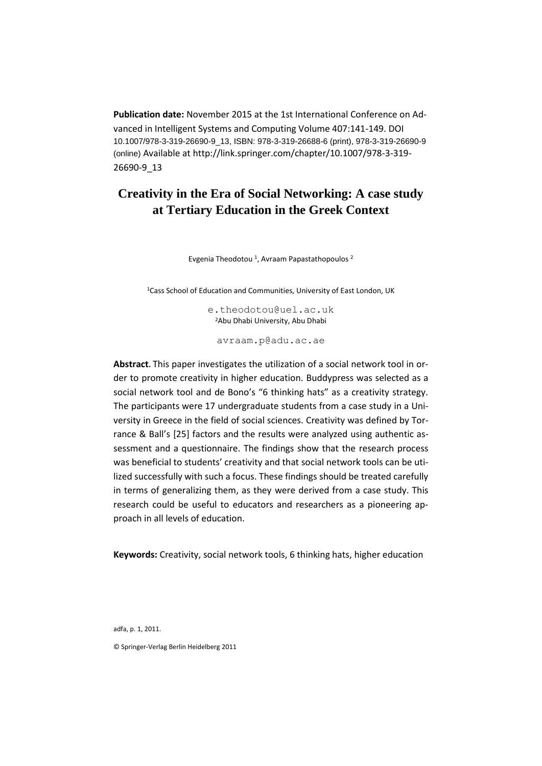**Publication date:** November 2015 at the 1st International Conference on Advanced in Intelligent Systems and Computing Volume 407:141-149. DOI 10.1007/978-3-319-26690-9_13, ISBN: 978-3-319-26688-6 (print), 978-3-319-26690-9 (online) Available at http://link.springer.com/chapter/10.1007/978-3-319-26690-9_13

# Creativity in the Era of Social Networking: A case study at Tertiary Education in the Greek Context

Evgenia Theodotou [1], Avraam Papastathopoulos [2]

[1]Cass School of Education and Communities, University of East London, UK

e.theodotou@uel.ac.uk

[2]Abu Dhabi University, Abu Dhabi

avraam.p@adu.ac.ae

**Abstract.** This paper investigates the utilization of a social network tool in order to promote creativity in higher education. Buddypress was selected as a social network tool and de Bono's "6 thinking hats" as a creativity strategy. The participants were 17 undergraduate students from a case study in a University in Greece in the field of social sciences. Creativity was defined by Torrance & Ball's [25] factors and the results were analyzed using authentic assessment and a questionnaire. The findings show that the research process was beneficial to students' creativity and that social network tools can be utilized successfully with such a focus. These findings should be treated carefully in terms of generalizing them, as they were derived from a case study. This research could be useful to educators and researchers as a pioneering approach in all levels of education.

**Keywords:** Creativity, social network tools, 6 thinking hats, higher education

adfa, p. 1, 2011.

© Springer-Verlag Berlin Heidelberg 2011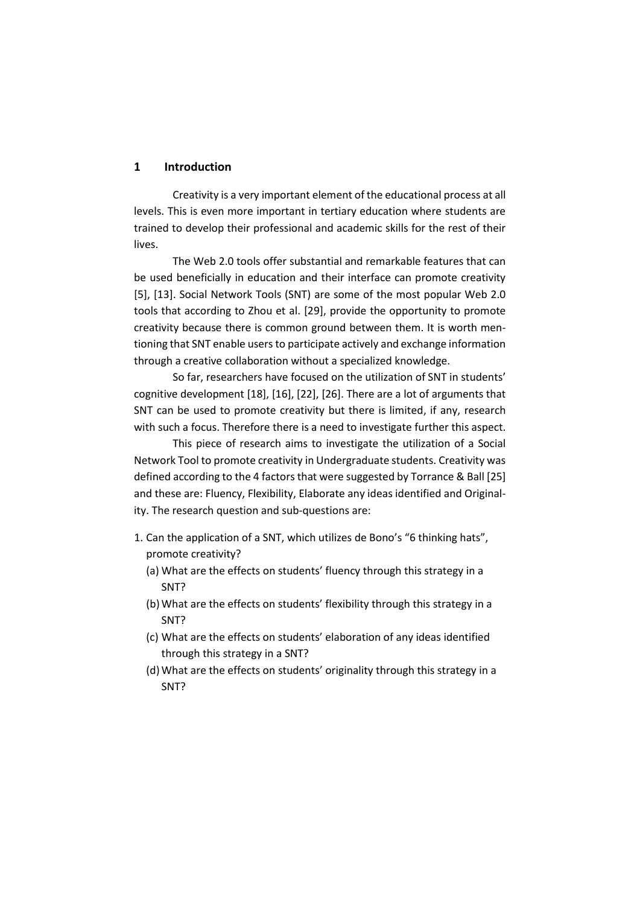# 1 Introduction

Creativity is a very important element of the educational process at all levels. This is even more important in tertiary education where students are trained to develop their professional and academic skills for the rest of their lives.

The Web 2.0 tools offer substantial and remarkable features that can be used beneficially in education and their interface can promote creativity [5], [13]. Social Network Tools (SNT) are some of the most popular Web 2.0 tools that according to Zhou et al. [29], provide the opportunity to promote creativity because there is common ground between them. It is worth mentioning that SNT enable users to participate actively and exchange information through a creative collaboration without a specialized knowledge.

So far, researchers have focused on the utilization of SNT in students' cognitive development [18], [16], [22], [26]. There are a lot of arguments that SNT can be used to promote creativity but there is limited, if any, research with such a focus. Therefore there is a need to investigate further this aspect.

This piece of research aims to investigate the utilization of a Social Network Tool to promote creativity in Undergraduate students. Creativity was defined according to the 4 factors that were suggested by Torrance & Ball [25] and these are: Fluency, Flexibility, Elaborate any ideas identified and Originality. The research question and sub-questions are:

1. Can the application of a SNT, which utilizes de Bono's "6 thinking hats", promote creativity?
   (a) What are the effects on students' fluency through this strategy in a SNT?
   (b) What are the effects on students' flexibility through this strategy in a SNT?
   (c) What are the effects on students' elaboration of any ideas identified through this strategy in a SNT?
   (d) What are the effects on students' originality through this strategy in a SNT?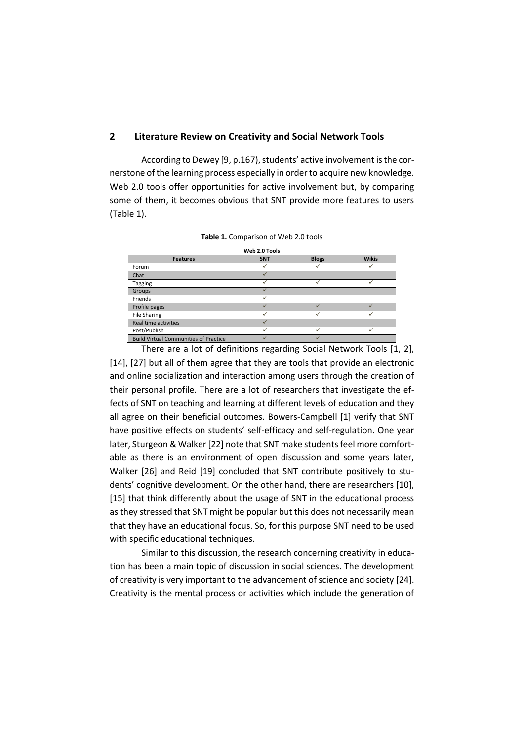## 2 Literature Review on Creativity and Social Network Tools

According to Dewey [9, p.167], students' active involvement is the cornerstone of the learning process especially in order to acquire new knowledge. Web 2.0 tools offer opportunities for active involvement but, by comparing some of them, it becomes obvious that SNT provide more features to users (Table 1).

**Table 1.** Comparison of Web 2.0 tools

| | Web 2.0 Tools | | |
|---|---|---|---|
| **Features** | **SNT** | **Blogs** | **Wikis** |
| Forum | ✓ | ✓ | ✓ |
| Chat | ✓ | | |
| Tagging | ✓ | ✓ | ✓ |
| Groups | ✓ | | |
| Friends | ✓ | | |
| Profile pages | ✓ | ✓ | ✓ |
| File Sharing | ✓ | ✓ | ✓ |
| Real time activities | ✓ | | |
| Post/Publish | ✓ | ✓ | ✓ |
| Build Virtual Communities of Practice | ✓ | ✓ | |

There are a lot of definitions regarding Social Network Tools [1, 2], [14], [27] but all of them agree that they are tools that provide an electronic and online socialization and interaction among users through the creation of their personal profile. There are a lot of researchers that investigate the effects of SNT on teaching and learning at different levels of education and they all agree on their beneficial outcomes. Bowers-Campbell [1] verify that SNT have positive effects on students' self-efficacy and self-regulation. One year later, Sturgeon & Walker [22] note that SNT make students feel more comfortable as there is an environment of open discussion and some years later, Walker [26] and Reid [19] concluded that SNT contribute positively to students' cognitive development. On the other hand, there are researchers [10], [15] that think differently about the usage of SNT in the educational process as they stressed that SNT might be popular but this does not necessarily mean that they have an educational focus. So, for this purpose SNT need to be used with specific educational techniques.

Similar to this discussion, the research concerning creativity in education has been a main topic of discussion in social sciences. The development of creativity is very important to the advancement of science and society [24]. Creativity is the mental process or activities which include the generation of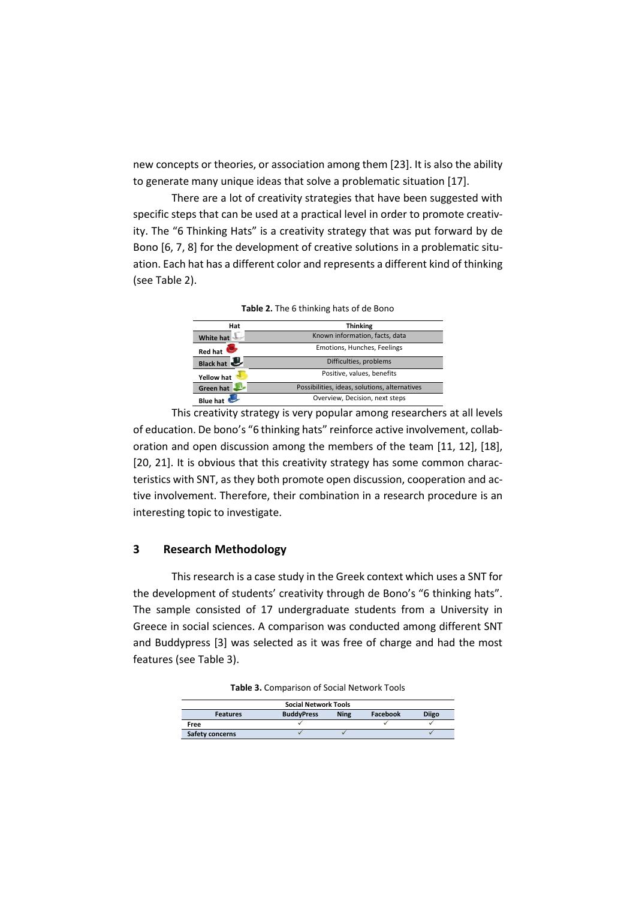new concepts or theories, or association among them [23]. It is also the ability to generate many unique ideas that solve a problematic situation [17].

There are a lot of creativity strategies that have been suggested with specific steps that can be used at a practical level in order to promote creativity. The "6 Thinking Hats" is a creativity strategy that was put forward by de Bono [6, 7, 8] for the development of creative solutions in a problematic situation. Each hat has a different color and represents a different kind of thinking (see Table 2).

**Table 2.** The 6 thinking hats of de Bono

| Hat | Thinking |
|---|---|
| **White hat** | Known information, facts, data |
| **Red hat** | Emotions, Hunches, Feelings |
| **Black hat** | Difficulties, problems |
| **Yellow hat** | Positive, values, benefits |
| **Green hat** | Possibilities, ideas, solutions, alternatives |
| **Blue hat** | Overview, Decision, next steps |

This creativity strategy is very popular among researchers at all levels of education. De bono's "6 thinking hats" reinforce active involvement, collaboration and open discussion among the members of the team [11, 12], [18], [20, 21]. It is obvious that this creativity strategy has some common characteristics with SNT, as they both promote open discussion, cooperation and active involvement. Therefore, their combination in a research procedure is an interesting topic to investigate.

## 3 Research Methodology

This research is a case study in the Greek context which uses a SNT for the development of students' creativity through de Bono's "6 thinking hats". The sample consisted of 17 undergraduate students from a University in Greece in social sciences. A comparison was conducted among different SNT and Buddypress [3] was selected as it was free of charge and had the most features (see Table 3).

**Table 3.** Comparison of Social Network Tools

| Social Network Tools | | | | |
|---|---|---|---|---|
| **Features** | **BuddyPress** | **Ning** | **Facebook** | **Diigo** |
| **Free** | ✓ | | ✓ | ✓ |
| **Safety concerns** | ✓ | ✓ | | ✓ |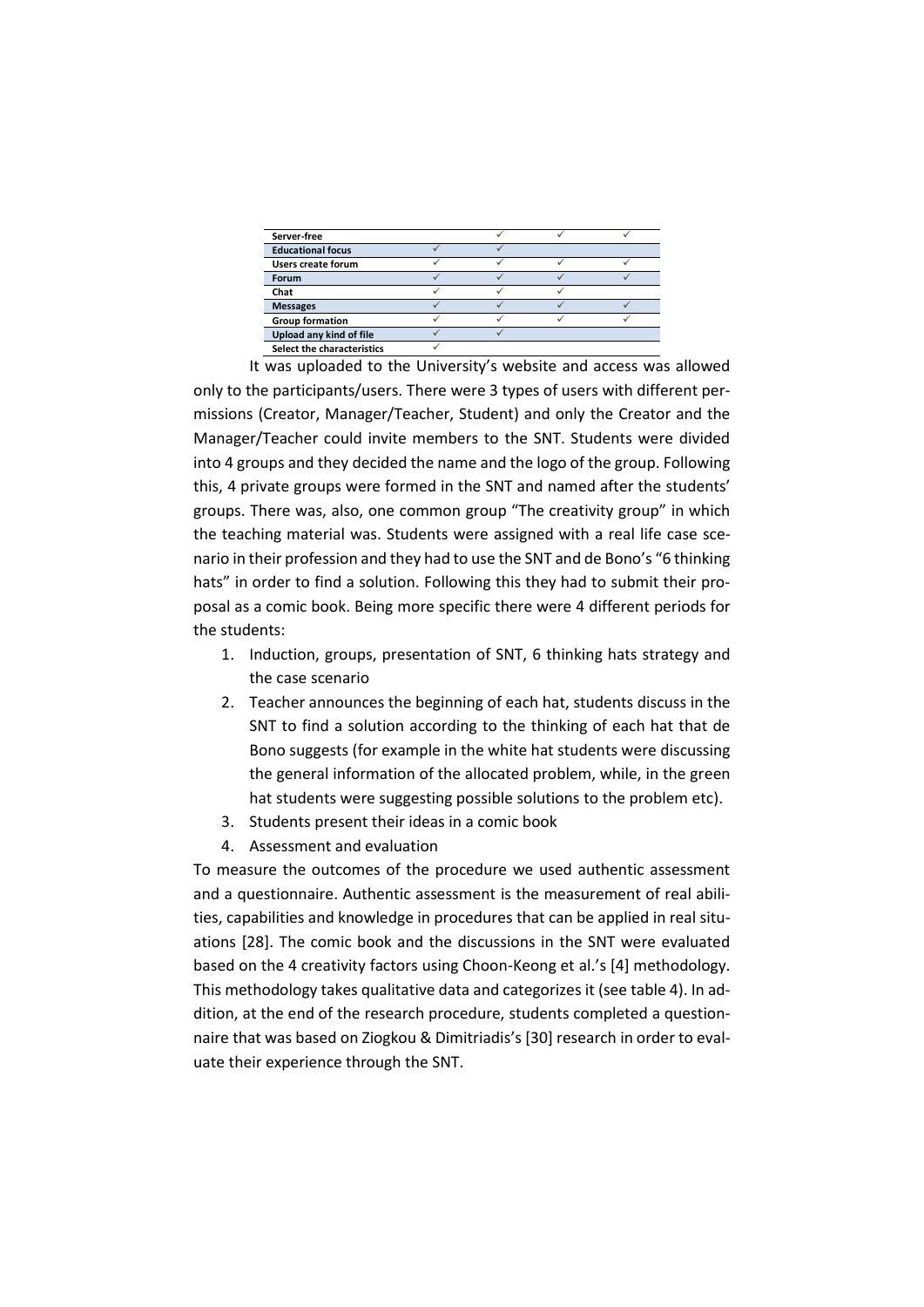| | | | | |
|---|---|---|---|---|
| **Server-free** | | ✓ | ✓ | ✓ |
| **Educational focus** | ✓ | ✓ | | |
| **Users create forum** | ✓ | ✓ | ✓ | ✓ |
| **Forum** | ✓ | ✓ | ✓ | ✓ |
| **Chat** | ✓ | ✓ | ✓ | |
| **Messages** | ✓ | ✓ | ✓ | ✓ |
| **Group formation** | ✓ | ✓ | ✓ | ✓ |
| **Upload any kind of file** | ✓ | ✓ | | |
| **Select the characteristics** | ✓ | | | |

It was uploaded to the University's website and access was allowed only to the participants/users. There were 3 types of users with different permissions (Creator, Manager/Teacher, Student) and only the Creator and the Manager/Teacher could invite members to the SNT. Students were divided into 4 groups and they decided the name and the logo of the group. Following this, 4 private groups were formed in the SNT and named after the students' groups. There was, also, one common group "The creativity group" in which the teaching material was. Students were assigned with a real life case scenario in their profession and they had to use the SNT and de Bono's "6 thinking hats" in order to find a solution. Following this they had to submit their proposal as a comic book. Being more specific there were 4 different periods for the students:

1. Induction, groups, presentation of SNT, 6 thinking hats strategy and the case scenario
2. Teacher announces the beginning of each hat, students discuss in the SNT to find a solution according to the thinking of each hat that de Bono suggests (for example in the white hat students were discussing the general information of the allocated problem, while, in the green hat students were suggesting possible solutions to the problem etc).
3. Students present their ideas in a comic book
4. Assessment and evaluation

To measure the outcomes of the procedure we used authentic assessment and a questionnaire. Authentic assessment is the measurement of real abilities, capabilities and knowledge in procedures that can be applied in real situations [28]. The comic book and the discussions in the SNT were evaluated based on the 4 creativity factors using Choon-Keong et al.'s [4] methodology. This methodology takes qualitative data and categorizes it (see table 4). In addition, at the end of the research procedure, students completed a questionnaire that was based on Ziogkou & Dimitriadis's [30] research in order to evaluate their experience through the SNT.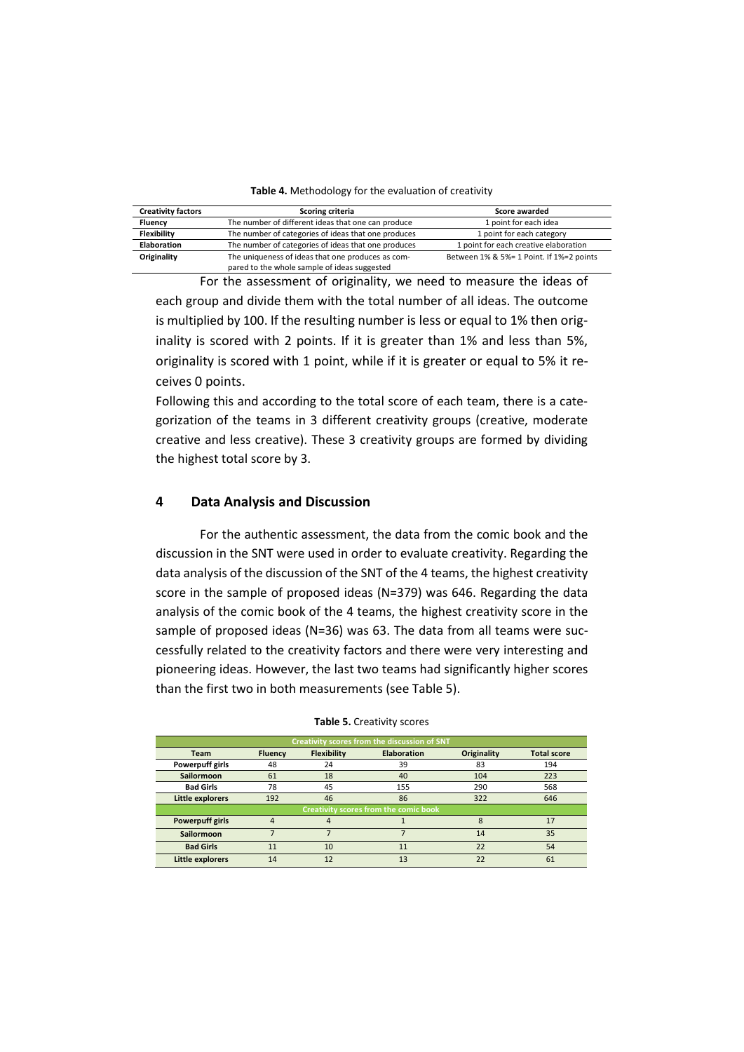**Table 4.** Methodology for the evaluation of creativity

| Creativity factors | Scoring criteria | Score awarded |
|---|---|---|
| **Fluency** | The number of different ideas that one can produce | 1 point for each idea |
| **Flexibility** | The number of categories of ideas that one produces | 1 point for each category |
| **Elaboration** | The number of categories of ideas that one produces | 1 point for each creative elaboration |
| **Originality** | The uniqueness of ideas that one produces as compared to the whole sample of ideas suggested | Between 1% & 5%= 1 Point. If 1%=2 points |

For the assessment of originality, we need to measure the ideas of each group and divide them with the total number of all ideas. The outcome is multiplied by 100. If the resulting number is less or equal to 1% then originality is scored with 2 points. If it is greater than 1% and less than 5%, originality is scored with 1 point, while if it is greater or equal to 5% it receives 0 points.

Following this and according to the total score of each team, there is a categorization of the teams in 3 different creativity groups (creative, moderate creative and less creative). These 3 creativity groups are formed by dividing the highest total score by 3.

## 4 Data Analysis and Discussion

For the authentic assessment, the data from the comic book and the discussion in the SNT were used in order to evaluate creativity. Regarding the data analysis of the discussion of the SNT of the 4 teams, the highest creativity score in the sample of proposed ideas (N=379) was 646. Regarding the data analysis of the comic book of the 4 teams, the highest creativity score in the sample of proposed ideas (N=36) was 63. The data from all teams were successfully related to the creativity factors and there were very interesting and pioneering ideas. However, the last two teams had significantly higher scores than the first two in both measurements (see Table 5).

**Table 5.** Creativity scores

| Team | Fluency | Flexibility | Elaboration | Originality | Total score |
|---|---|---|---|---|---|
| **Creativity scores from the discussion of SNT** | | | | | |
| **Powerpuff girls** | 48 | 24 | 39 | 83 | 194 |
| **Sailormoon** | 61 | 18 | 40 | 104 | 223 |
| **Bad Girls** | 78 | 45 | 155 | 290 | 568 |
| **Little explorers** | 192 | 46 | 86 | 322 | 646 |
| **Creativity scores from the comic book** | | | | | |
| **Powerpuff girls** | 4 | 4 | 1 | 8 | 17 |
| **Sailormoon** | 7 | 7 | 7 | 14 | 35 |
| **Bad Girls** | 11 | 10 | 11 | 22 | 54 |
| **Little explorers** | 14 | 12 | 13 | 22 | 61 |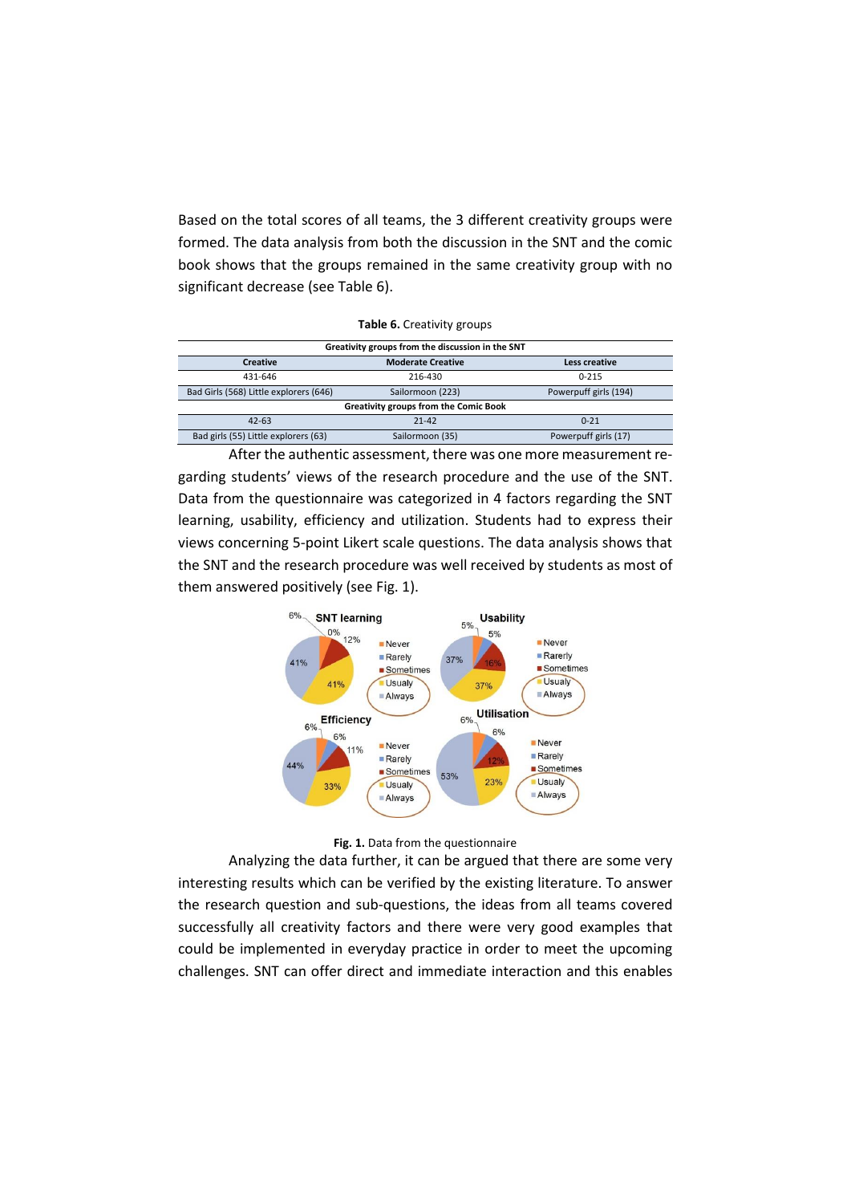Based on the total scores of all teams, the 3 different creativity groups were formed. The data analysis from both the discussion in the SNT and the comic book shows that the groups remained in the same creativity group with no significant decrease (see Table 6).

**Table 6.** Creativity groups

| Greativity groups from the discussion in the SNT | | |
|---|---|---|
| **Creative** | **Moderate Creative** | **Less creative** |
| 431-646 | 216-430 | 0-215 |
| Bad Girls (568) Little explorers (646) | Sailormoon (223) | Powerpuff girls (194) |
| **Greativity groups from the Comic Book** | | |
| 42-63 | 21-42 | 0-21 |
| Bad girls (55) Little explorers (63) | Sailormoon (35) | Powerpuff girls (17) |

After the authentic assessment, there was one more measurement regarding students' views of the research procedure and the use of the SNT. Data from the questionnaire was categorized in 4 factors regarding the SNT learning, usability, efficiency and utilization. Students had to express their views concerning 5-point Likert scale questions. The data analysis shows that the SNT and the research procedure was well received by students as most of them answered positively (see Fig. 1).

**Fig. 1.** Data from the questionnaire

Analyzing the data further, it can be argued that there are some very interesting results which can be verified by the existing literature. To answer the research question and sub-questions, the ideas from all teams covered successfully all creativity factors and there were very good examples that could be implemented in everyday practice in order to meet the upcoming challenges. SNT can offer direct and immediate interaction and this enables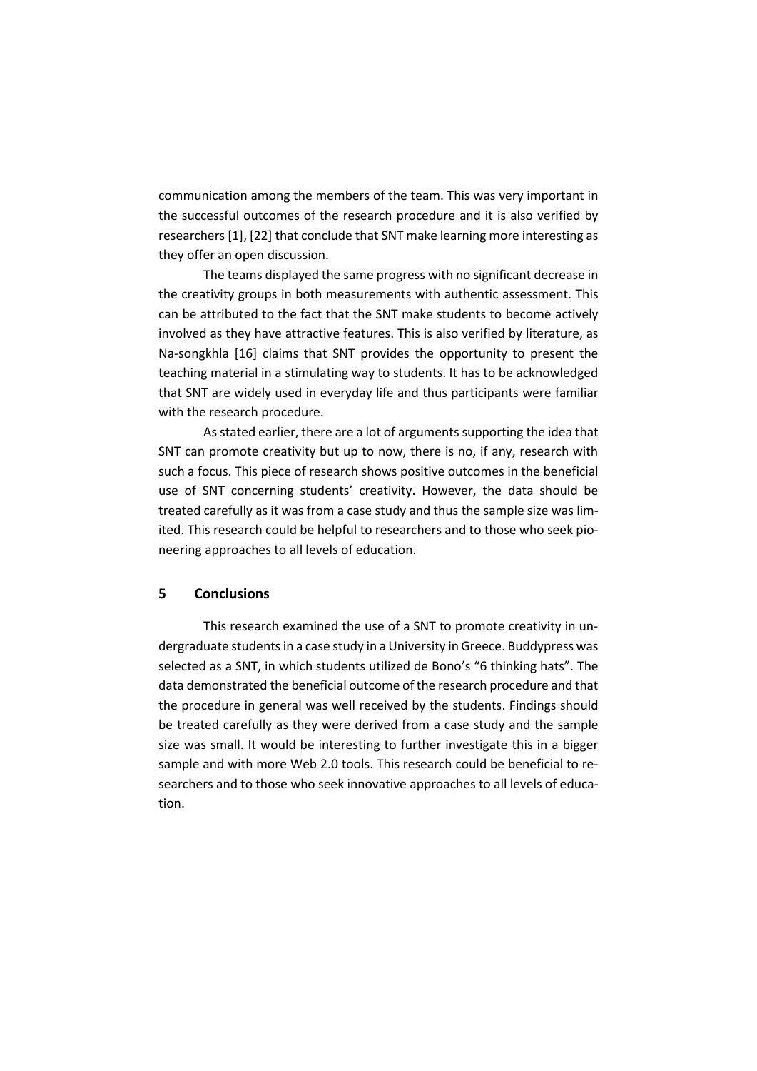communication among the members of the team. This was very important in the successful outcomes of the research procedure and it is also verified by researchers [1], [22] that conclude that SNT make learning more interesting as they offer an open discussion.

The teams displayed the same progress with no significant decrease in the creativity groups in both measurements with authentic assessment. This can be attributed to the fact that the SNT make students to become actively involved as they have attractive features. This is also verified by literature, as Na-songkhla [16] claims that SNT provides the opportunity to present the teaching material in a stimulating way to students. It has to be acknowledged that SNT are widely used in everyday life and thus participants were familiar with the research procedure.

As stated earlier, there are a lot of arguments supporting the idea that SNT can promote creativity but up to now, there is no, if any, research with such a focus. This piece of research shows positive outcomes in the beneficial use of SNT concerning students' creativity. However, the data should be treated carefully as it was from a case study and thus the sample size was limited. This research could be helpful to researchers and to those who seek pioneering approaches to all levels of education.

## 5 Conclusions

This research examined the use of a SNT to promote creativity in undergraduate students in a case study in a University in Greece. Buddypress was selected as a SNT, in which students utilized de Bono's "6 thinking hats". The data demonstrated the beneficial outcome of the research procedure and that the procedure in general was well received by the students. Findings should be treated carefully as they were derived from a case study and the sample size was small. It would be interesting to further investigate this in a bigger sample and with more Web 2.0 tools. This research could be beneficial to researchers and to those who seek innovative approaches to all levels of education.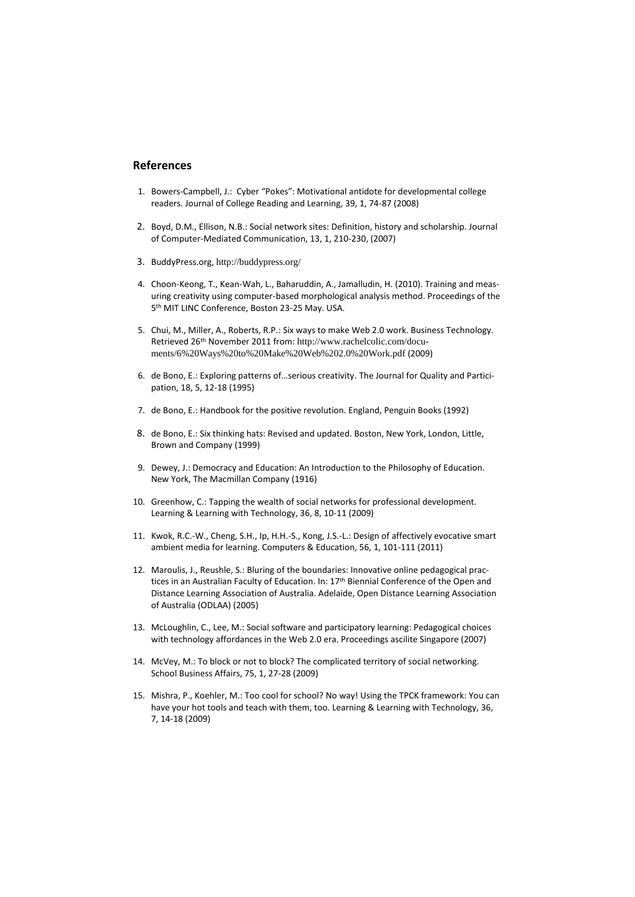## References

1. Bowers-Campbell, J.: Cyber "Pokes": Motivational antidote for developmental college readers. Journal of College Reading and Learning, 39, 1, 74-87 (2008)
2. Boyd, D.M., Ellison, N.B.: Social network sites: Definition, history and scholarship. Journal of Computer-Mediated Communication, 13, 1, 210-230, (2007)
3. BuddyPress.org, http://buddypress.org/
4. Choon-Keong, T., Kean-Wah, L., Baharuddin, A., Jamalludin, H. (2010). Training and measuring creativity using computer-based morphological analysis method. Proceedings of the 5th MIT LINC Conference, Boston 23-25 May. USA.
5. Chui, M., Miller, A., Roberts, R.P.: Six ways to make Web 2.0 work. Business Technology. Retrieved 26th November 2011 from: http://www.rachelcolic.com/documents/6%20Ways%20to%20Make%20Web%202.0%20Work.pdf (2009)
6. de Bono, E.: Exploring patterns of…serious creativity. The Journal for Quality and Participation, 18, 5, 12-18 (1995)
7. de Bono, E.: Handbook for the positive revolution. England, Penguin Books (1992)
8. de Bono, E.: Six thinking hats: Revised and updated. Boston, New York, London, Little, Brown and Company (1999)
9. Dewey, J.: Democracy and Education: An Introduction to the Philosophy of Education. New York, The Macmillan Company (1916)
10. Greenhow, C.: Tapping the wealth of social networks for professional development. Learning & Learning with Technology, 36, 8, 10-11 (2009)
11. Kwok, R.C.-W., Cheng, S.H., Ip, H.H.-S., Kong, J.S.-L.: Design of affectively evocative smart ambient media for learning. Computers & Education, 56, 1, 101-111 (2011)
12. Maroulis, J., Reushle, S.: Bluring of the boundaries: Innovative online pedagogical practices in an Australian Faculty of Education. In: 17th Biennial Conference of the Open and Distance Learning Association of Australia. Adelaide, Open Distance Learning Association of Australia (ODLAA) (2005)
13. McLoughlin, C., Lee, M.: Social software and participatory learning: Pedagogical choices with technology affordances in the Web 2.0 era. Proceedings ascilite Singapore (2007)
14. McVey, M.: To block or not to block? The complicated territory of social networking. School Business Affairs, 75, 1, 27-28 (2009)
15. Mishra, P., Koehler, M.: Too cool for school? No way! Using the TPCK framework: You can have your hot tools and teach with them, too. Learning & Learning with Technology, 36, 7, 14-18 (2009)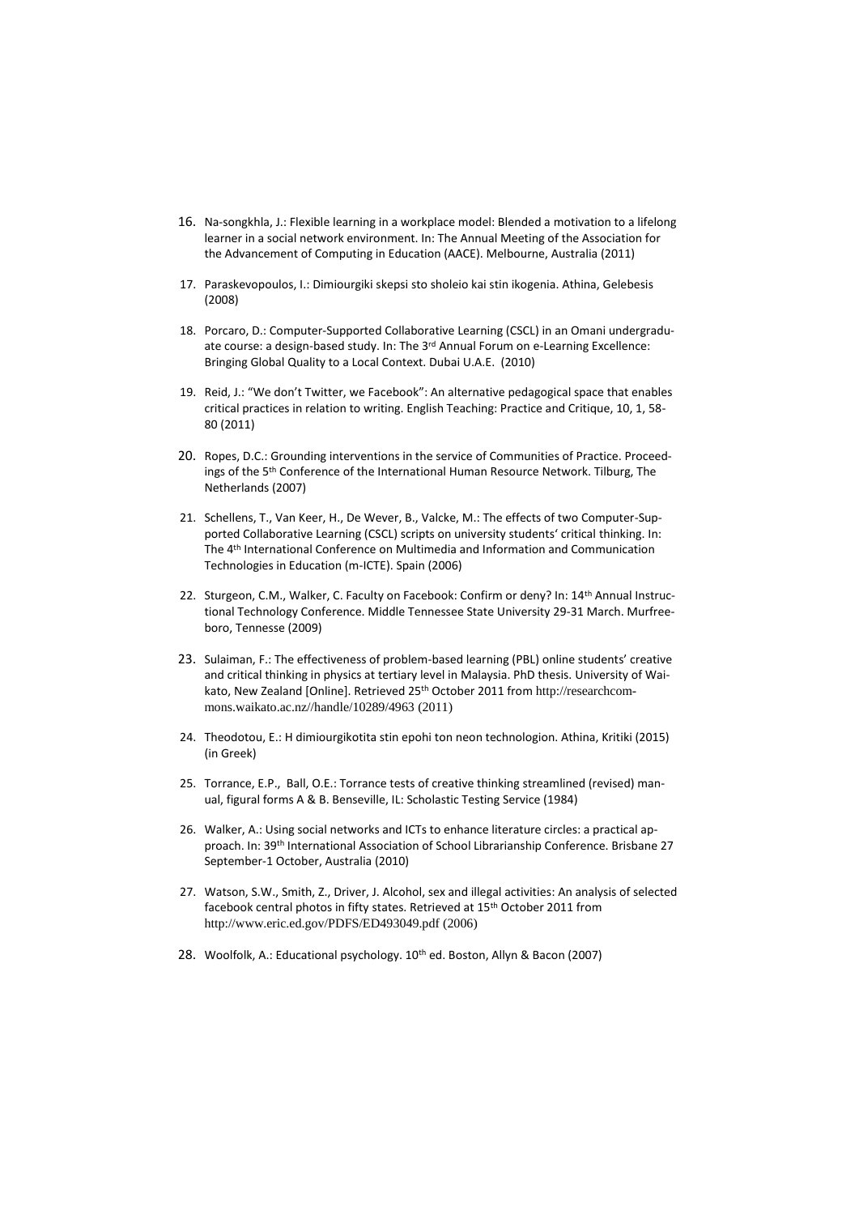16. Na-songkhla, J.: Flexible learning in a workplace model: Blended a motivation to a lifelong learner in a social network environment. In: The Annual Meeting of the Association for the Advancement of Computing in Education (AACE). Melbourne, Australia (2011)

17. Paraskevopoulos, I.: Dimiourgiki skepsi sto sholeio kai stin ikogenia. Athina, Gelebesis (2008)

18. Porcaro, D.: Computer-Supported Collaborative Learning (CSCL) in an Omani undergraduate course: a design-based study. In: The 3rd Annual Forum on e-Learning Excellence: Bringing Global Quality to a Local Context. Dubai U.A.E. (2010)

19. Reid, J.: "We don't Twitter, we Facebook": An alternative pedagogical space that enables critical practices in relation to writing. English Teaching: Practice and Critique, 10, 1, 58-80 (2011)

20. Ropes, D.C.: Grounding interventions in the service of Communities of Practice. Proceedings of the 5th Conference of the International Human Resource Network. Tilburg, The Netherlands (2007)

21. Schellens, T., Van Keer, H., De Wever, B., Valcke, M.: The effects of two Computer-Supported Collaborative Learning (CSCL) scripts on university students' critical thinking. In: The 4th International Conference on Multimedia and Information and Communication Technologies in Education (m-ICTE). Spain (2006)

22. Sturgeon, C.M., Walker, C. Faculty on Facebook: Confirm or deny? In: 14th Annual Instructional Technology Conference. Middle Tennessee State University 29-31 March. Murfreeboro, Tennesse (2009)

23. Sulaiman, F.: The effectiveness of problem-based learning (PBL) online students' creative and critical thinking in physics at tertiary level in Malaysia. PhD thesis. University of Waikato, New Zealand [Online]. Retrieved 25th October 2011 from http://researchcommons.waikato.ac.nz//handle/10289/4963 (2011)

24. Theodotou, E.: H dimiourgikotita stin epohi ton neon technologion. Athina, Kritiki (2015) (in Greek)

25. Torrance, E.P., Ball, O.E.: Torrance tests of creative thinking streamlined (revised) manual, figural forms A & B. Benseville, IL: Scholastic Testing Service (1984)

26. Walker, A.: Using social networks and ICTs to enhance literature circles: a practical approach. In: 39th International Association of School Librarianship Conference. Brisbane 27 September-1 October, Australia (2010)

27. Watson, S.W., Smith, Z., Driver, J. Alcohol, sex and illegal activities: An analysis of selected facebook central photos in fifty states. Retrieved at 15th October 2011 from http://www.eric.ed.gov/PDFS/ED493049.pdf (2006)

28. Woolfolk, A.: Educational psychology. 10th ed. Boston, Allyn & Bacon (2007)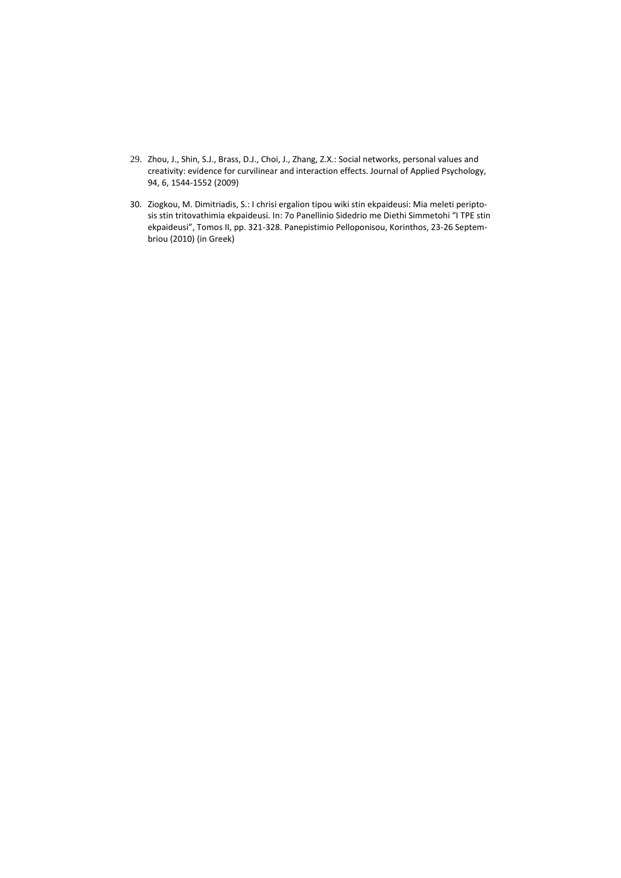29. Zhou, J., Shin, S.J., Brass, D.J., Choi, J., Zhang, Z.X.: Social networks, personal values and creativity: evidence for curvilinear and interaction effects. Journal of Applied Psychology, 94, 6, 1544-1552 (2009)

30. Ziogkou, M. Dimitriadis, S.: I chrisi ergalion tipou wiki stin ekpaideusi: Mia meleti periptosis stin tritovathimia ekpaideusi. In: 7o Panellinio Sidedrio me Diethi Simmetohi "I TPE stin ekpaideusi", Tomos II, pp. 321-328. Panepistimio Pelloponisou, Korinthos, 23-26 Septembriou (2010) (in Greek)